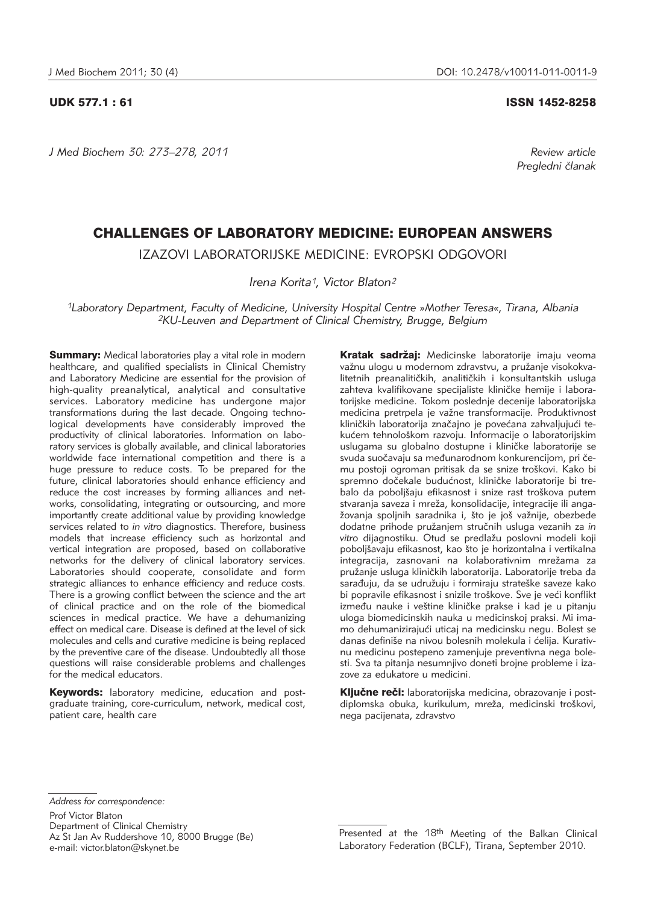UDK 577.1 : 61

ISSN 1452-8258

Review article
Pregledni članak

# CHALLENGES OF LABORATORY MEDICINE: EUROPEAN ANSWERS

## IZAZOVI LABORATORIJSKE MEDICINE: EVROPSKI ODGOVORI

*Irena Korita[1], Victor Blaton[2]*

*[1]Laboratory Department, Faculty of Medicine, University Hospital Centre »Mother Teresa«, Tirana, Albania*
*[2]KU-Leuven and Department of Clinical Chemistry, Brugge, Belgium*

**Summary:** Medical laboratories play a vital role in modern healthcare, and qualified specialists in Clinical Chemistry and Laboratory Medicine are essential for the provision of high-quality preanalytical, analytical and consultative services. Laboratory medicine has undergone major transformations during the last decade. Ongoing technological developments have considerably improved the productivity of clinical laboratories. Information on laboratory services is globally available, and clinical laboratories worldwide face international competition and there is a huge pressure to reduce costs. To be prepared for the future, clinical laboratories should enhance efficiency and reduce the cost increases by forming alliances and networks, consolidating, integrating or outsourcing, and more importantly create additional value by providing knowledge services related to *in vitro* diagnostics. Therefore, business models that increase efficiency such as horizontal and vertical integration are proposed, based on collaborative networks for the delivery of clinical laboratory services. Laboratories should cooperate, consolidate and form strategic alliances to enhance efficiency and reduce costs. There is a growing conflict between the science and the art of clinical practice and on the role of the biomedical sciences in medical practice. We have a dehumanizing effect on medical care. Disease is defined at the level of sick molecules and cells and curative medicine is being replaced by the preventive care of the disease. Undoubtedly all those questions will raise considerable problems and challenges for the medical educators.

**Keywords:** laboratory medicine, education and postgraduate training, core-curriculum, network, medical cost, patient care, health care

**Kratak sadržaj:** Medicinske laboratorije imaju veoma važnu ulogu u modernom zdravstvu, a pružanje visokokvalitetnih preanalitičkih, analitičkih i konsultantskih usluga zahteva kvalifikovane specijaliste kliničke hemije i laboratorijske medicine. Tokom poslednje decenije laboratorijska medicina pretrpela je važne transformacije. Produktivnost kliničkih laboratorija značajno je povećana zahvaljujući tekućem tehnološkom razvoju. Informacije o laboratorijskim uslugama su globalno dostupne i kliničke laboratorije se svuda suočavaju sa međunarodnom konkurencijom, pri čemu postoji ogroman pritisak da se snize troškovi. Kako bi spremno dočekale budućnost, kliničke laboratorije bi trebalo da poboljšaju efikasnost i snize rast troškova putem stvaranja saveza i mreža, konsolidacije, integracije ili angažovanja spoljnih saradnika i, što je još važnije, obezbede dodatne prihode pružanjem stručnih usluga vezanih za *in vitro* dijagnostiku. Otud se predlažu poslovni modeli koji poboljšavaju efikasnost, kao što je horizontalna i vertikalna integracija, zasnovani na kolaborativnim mrežama za pružanje usluga kliničkih laboratorija. Laboratorije treba da sarađuju, da se udružuju i formiraju strateške saveze kako bi popravile efikasnost i snizile troškove. Sve je veći konflikt između nauke i veštine kliničke prakse i kad je u pitanju uloga biomedicinskih nauka u medicinskoj praksi. Mi imamo dehumanizirajući uticaj na medicinsku negu. Bolest se danas definiše na nivou bolesnih molekula i ćelija. Kurativnu medicinu postepeno zamenjuje preventivna nega bolesti. Sva ta pitanja nesumnjivo doneti brojne probleme i izazove za edukatore u medicini.

**Ključne reči:** laboratorijska medicina, obrazovanje i postdiplomska obuka, kurikulum, mreža, medicinski troškovi, nega pacijenata, zdravstvo

*Address for correspondence:*

Prof Victor Blaton
Department of Clinical Chemistry
Az St Jan Av Ruddershove 10, 8000 Brugge (Be)
e-mail: victor.blaton@skynet.be

Presented at the 18th Meeting of the Balkan Clinical Laboratory Federation (BCLF), Tirana, September 2010.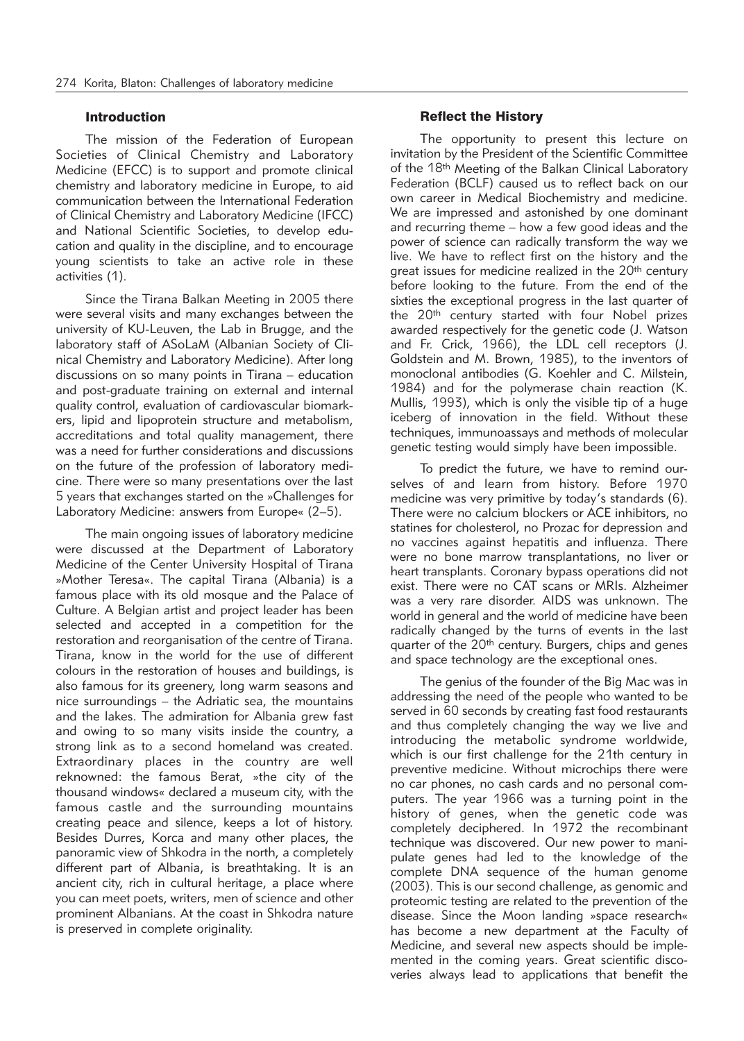## Introduction

The mission of the Federation of European Societies of Clinical Chemistry and Laboratory Medicine (EFCC) is to support and promote clinical chemistry and laboratory medicine in Europe, to aid communication between the International Federation of Clinical Chemistry and Laboratory Medicine (IFCC) and National Scientific Societies, to develop education and quality in the discipline, and to encourage young scientists to take an active role in these activities (1).

Since the Tirana Balkan Meeting in 2005 there were several visits and many exchanges between the university of KU-Leuven, the Lab in Brugge, and the laboratory staff of ASoLaM (Albanian Society of Clinical Chemistry and Laboratory Medicine). After long discussions on so many points in Tirana – education and post-graduate training on external and internal quality control, evaluation of cardiovascular biomarkers, lipid and lipoprotein structure and metabolism, accreditations and total quality management, there was a need for further considerations and discussions on the future of the profession of laboratory medicine. There were so many presentations over the last 5 years that exchanges started on the »Challenges for Laboratory Medicine: answers from Europe« (2–5).

The main ongoing issues of laboratory medicine were discussed at the Department of Laboratory Medicine of the Center University Hospital of Tirana »Mother Teresa«. The capital Tirana (Albania) is a famous place with its old mosque and the Palace of Culture. A Belgian artist and project leader has been selected and accepted in a competition for the restoration and reorganisation of the centre of Tirana. Tirana, know in the world for the use of different colours in the restoration of houses and buildings, is also famous for its greenery, long warm seasons and nice surroundings – the Adriatic sea, the mountains and the lakes. The admiration for Albania grew fast and owing to so many visits inside the country, a strong link as to a second homeland was created. Extraordinary places in the country are well reknowned: the famous Berat, »the city of the thousand windows« declared a museum city, with the famous castle and the surrounding mountains creating peace and silence, keeps a lot of history. Besides Durres, Korca and many other places, the panoramic view of Shkodra in the north, a completely different part of Albania, is breathtaking. It is an ancient city, rich in cultural heritage, a place where you can meet poets, writers, men of science and other prominent Albanians. At the coast in Shkodra nature is preserved in complete originality.

## Reflect the History

The opportunity to present this lecture on invitation by the President of the Scientific Committee of the 18th Meeting of the Balkan Clinical Laboratory Federation (BCLF) caused us to reflect back on our own career in Medical Biochemistry and medicine. We are impressed and astonished by one dominant and recurring theme – how a few good ideas and the power of science can radically transform the way we live. We have to reflect first on the history and the great issues for medicine realized in the 20th century before looking to the future. From the end of the sixties the exceptional progress in the last quarter of the 20th century started with four Nobel prizes awarded respectively for the genetic code (J. Watson and Fr. Crick, 1966), the LDL cell receptors (J. Goldstein and M. Brown, 1985), to the inventors of monoclonal antibodies (G. Koehler and C. Milstein, 1984) and for the polymerase chain reaction (K. Mullis, 1993), which is only the visible tip of a huge iceberg of innovation in the field. Without these techniques, immunoassays and methods of molecular genetic testing would simply have been impossible.

To predict the future, we have to remind ourselves of and learn from history. Before 1970 medicine was very primitive by today's standards (6). There were no calcium blockers or ACE inhibitors, no statines for cholesterol, no Prozac for depression and no vaccines against hepatitis and influenza. There were no bone marrow transplantations, no liver or heart transplants. Coronary bypass operations did not exist. There were no CAT scans or MRIs. Alzheimer was a very rare disorder. AIDS was unknown. The world in general and the world of medicine have been radically changed by the turns of events in the last quarter of the 20th century. Burgers, chips and genes and space technology are the exceptional ones.

The genius of the founder of the Big Mac was in addressing the need of the people who wanted to be served in 60 seconds by creating fast food restaurants and thus completely changing the way we live and introducing the metabolic syndrome worldwide, which is our first challenge for the 21th century in preventive medicine. Without microchips there were no car phones, no cash cards and no personal computers. The year 1966 was a turning point in the history of genes, when the genetic code was completely deciphered. In 1972 the recombinant technique was discovered. Our new power to manipulate genes had led to the knowledge of the complete DNA sequence of the human genome (2003). This is our second challenge, as genomic and proteomic testing are related to the prevention of the disease. Since the Moon landing »space research« has become a new department at the Faculty of Medicine, and several new aspects should be implemented in the coming years. Great scientific discoveries always lead to applications that benefit the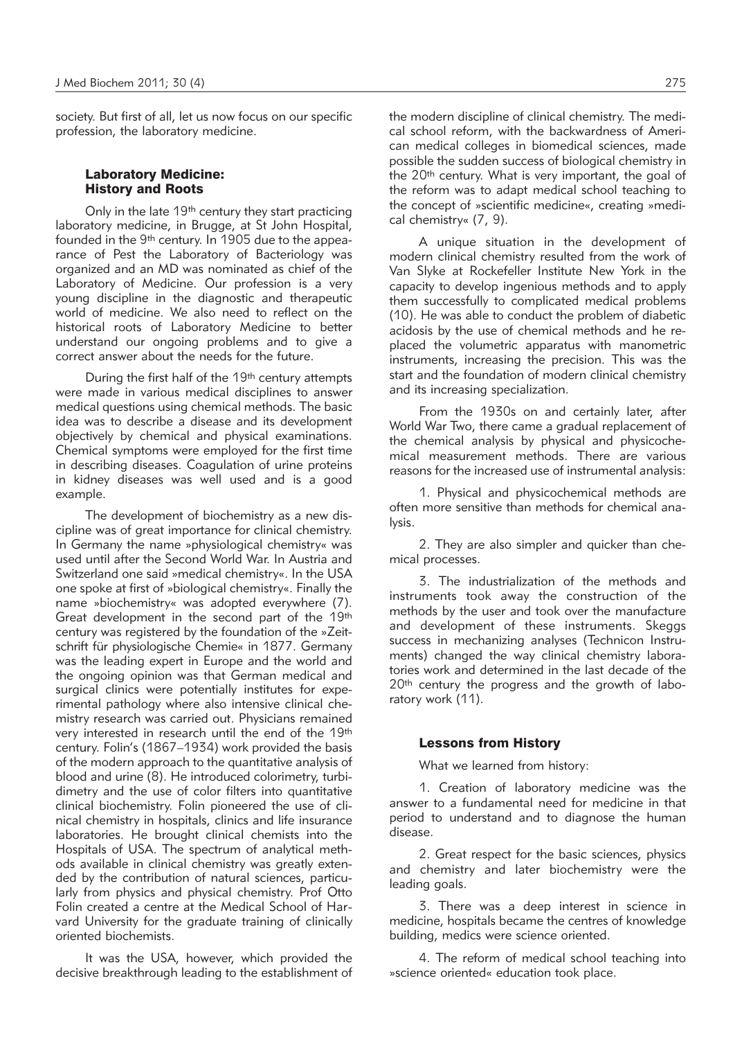society. But first of all, let us now focus on our specific profession, the laboratory medicine.

## Laboratory Medicine: History and Roots

Only in the late 19th century they start practicing laboratory medicine, in Brugge, at St John Hospital, founded in the 9th century. In 1905 due to the appearance of Pest the Laboratory of Bacteriology was organized and an MD was nominated as chief of the Laboratory of Medicine. Our profession is a very young discipline in the diagnostic and therapeutic world of medicine. We also need to reflect on the historical roots of Laboratory Medicine to better understand our ongoing problems and to give a correct answer about the needs for the future.

During the first half of the 19th century attempts were made in various medical disciplines to answer medical questions using chemical methods. The basic idea was to describe a disease and its development objectively by chemical and physical examinations. Chemical symptoms were employed for the first time in describing diseases. Coagulation of urine proteins in kidney diseases was well used and is a good example.

The development of biochemistry as a new discipline was of great importance for clinical chemistry. In Germany the name »physiological chemistry« was used until after the Second World War. In Austria and Switzerland one said »medical chemistry«. In the USA one spoke at first of »biological chemistry«. Finally the name »biochemistry« was adopted everywhere (7). Great development in the second part of the 19th century was registered by the foundation of the »Zeitschrift für physiologische Chemie« in 1877. Germany was the leading expert in Europe and the world and the ongoing opinion was that German medical and surgical clinics were potentially institutes for experimental pathology where also intensive clinical chemistry research was carried out. Physicians remained very interested in research until the end of the 19th century. Folin's (1867–1934) work provided the basis of the modern approach to the quantitative analysis of blood and urine (8). He introduced colorimetry, turbidimetry and the use of color filters into quantitative clinical biochemistry. Folin pioneered the use of clinical chemistry in hospitals, clinics and life insurance laboratories. He brought clinical chemists into the Hospitals of USA. The spectrum of analytical methods available in clinical chemistry was greatly extended by the contribution of natural sciences, particularly from physics and physical chemistry. Prof Otto Folin created a centre at the Medical School of Harvard University for the graduate training of clinically oriented biochemists.

It was the USA, however, which provided the decisive breakthrough leading to the establishment of the modern discipline of clinical chemistry. The medical school reform, with the backwardness of American medical colleges in biomedical sciences, made possible the sudden success of biological chemistry in the 20th century. What is very important, the goal of the reform was to adapt medical school teaching to the concept of »scientific medicine«, creating »medical chemistry« (7, 9).

A unique situation in the development of modern clinical chemistry resulted from the work of Van Slyke at Rockefeller Institute New York in the capacity to develop ingenious methods and to apply them successfully to complicated medical problems (10). He was able to conduct the problem of diabetic acidosis by the use of chemical methods and he replaced the volumetric apparatus with manometric instruments, increasing the precision. This was the start and the foundation of modern clinical chemistry and its increasing specialization.

From the 1930s on and certainly later, after World War Two, there came a gradual replacement of the chemical analysis by physical and physicochemical measurement methods. There are various reasons for the increased use of instrumental analysis:

1. Physical and physicochemical methods are often more sensitive than methods for chemical analysis.

2. They are also simpler and quicker than chemical processes.

3. The industrialization of the methods and instruments took away the construction of the methods by the user and took over the manufacture and development of these instruments. Skeggs success in mechanizing analyses (Technicon Instruments) changed the way clinical chemistry laboratories work and determined in the last decade of the 20th century the progress and the growth of laboratory work (11).

## Lessons from History

What we learned from history:

1. Creation of laboratory medicine was the answer to a fundamental need for medicine in that period to understand and to diagnose the human disease.

2. Great respect for the basic sciences, physics and chemistry and later biochemistry were the leading goals.

3. There was a deep interest in science in medicine, hospitals became the centres of knowledge building, medics were science oriented.

4. The reform of medical school teaching into »science oriented« education took place.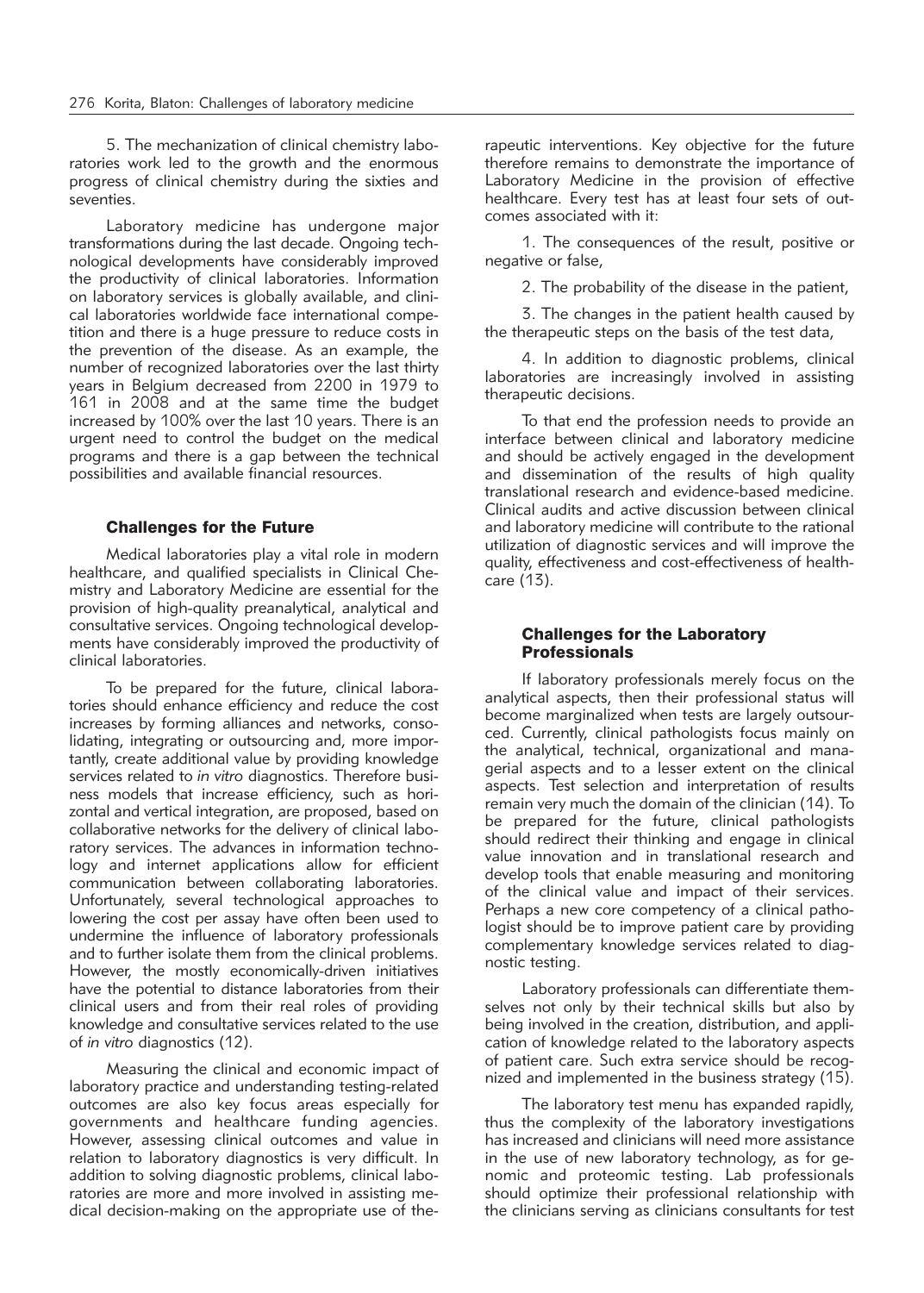5. The mechanization of clinical chemistry laboratories work led to the growth and the enormous progress of clinical chemistry during the sixties and seventies.

Laboratory medicine has undergone major transformations during the last decade. Ongoing technological developments have considerably improved the productivity of clinical laboratories. Information on laboratory services is globally available, and clinical laboratories worldwide face international competition and there is a huge pressure to reduce costs in the prevention of the disease. As an example, the number of recognized laboratories over the last thirty years in Belgium decreased from 2200 in 1979 to 161 in 2008 and at the same time the budget increased by 100% over the last 10 years. There is an urgent need to control the budget on the medical programs and there is a gap between the technical possibilities and available financial resources.

## Challenges for the Future

Medical laboratories play a vital role in modern healthcare, and qualified specialists in Clinical Chemistry and Laboratory Medicine are essential for the provision of high-quality preanalytical, analytical and consultative services. Ongoing technological developments have considerably improved the productivity of clinical laboratories.

To be prepared for the future, clinical laboratories should enhance efficiency and reduce the cost increases by forming alliances and networks, consolidating, integrating or outsourcing and, more importantly, create additional value by providing knowledge services related to *in vitro* diagnostics. Therefore business models that increase efficiency, such as horizontal and vertical integration, are proposed, based on collaborative networks for the delivery of clinical laboratory services. The advances in information technology and internet applications allow for efficient communication between collaborating laboratories. Unfortunately, several technological approaches to lowering the cost per assay have often been used to undermine the influence of laboratory professionals and to further isolate them from the clinical problems. However, the mostly economically-driven initiatives have the potential to distance laboratories from their clinical users and from their real roles of providing knowledge and consultative services related to the use of *in vitro* diagnostics (12).

Measuring the clinical and economic impact of laboratory practice and understanding testing-related outcomes are also key focus areas especially for governments and healthcare funding agencies. However, assessing clinical outcomes and value in relation to laboratory diagnostics is very difficult. In addition to solving diagnostic problems, clinical laboratories are more and more involved in assisting medical decision-making on the appropriate use of therapeutic interventions. Key objective for the future therefore remains to demonstrate the importance of Laboratory Medicine in the provision of effective healthcare. Every test has at least four sets of outcomes associated with it:

1. The consequences of the result, positive or negative or false,

2. The probability of the disease in the patient,

3. The changes in the patient health caused by the therapeutic steps on the basis of the test data,

4. In addition to diagnostic problems, clinical laboratories are increasingly involved in assisting therapeutic decisions.

To that end the profession needs to provide an interface between clinical and laboratory medicine and should be actively engaged in the development and dissemination of the results of high quality translational research and evidence-based medicine. Clinical audits and active discussion between clinical and laboratory medicine will contribute to the rational utilization of diagnostic services and will improve the quality, effectiveness and cost-effectiveness of healthcare (13).

## Challenges for the Laboratory Professionals

If laboratory professionals merely focus on the analytical aspects, then their professional status will become marginalized when tests are largely outsourced. Currently, clinical pathologists focus mainly on the analytical, technical, organizational and managerial aspects and to a lesser extent on the clinical aspects. Test selection and interpretation of results remain very much the domain of the clinician (14). To be prepared for the future, clinical pathologists should redirect their thinking and engage in clinical value innovation and in translational research and develop tools that enable measuring and monitoring of the clinical value and impact of their services. Perhaps a new core competency of a clinical pathologist should be to improve patient care by providing complementary knowledge services related to diagnostic testing.

Laboratory professionals can differentiate themselves not only by their technical skills but also by being involved in the creation, distribution, and application of knowledge related to the laboratory aspects of patient care. Such extra service should be recognized and implemented in the business strategy (15).

The laboratory test menu has expanded rapidly, thus the complexity of the laboratory investigations has increased and clinicians will need more assistance in the use of new laboratory technology, as for genomic and proteomic testing. Lab professionals should optimize their professional relationship with the clinicians serving as clinicians consultants for test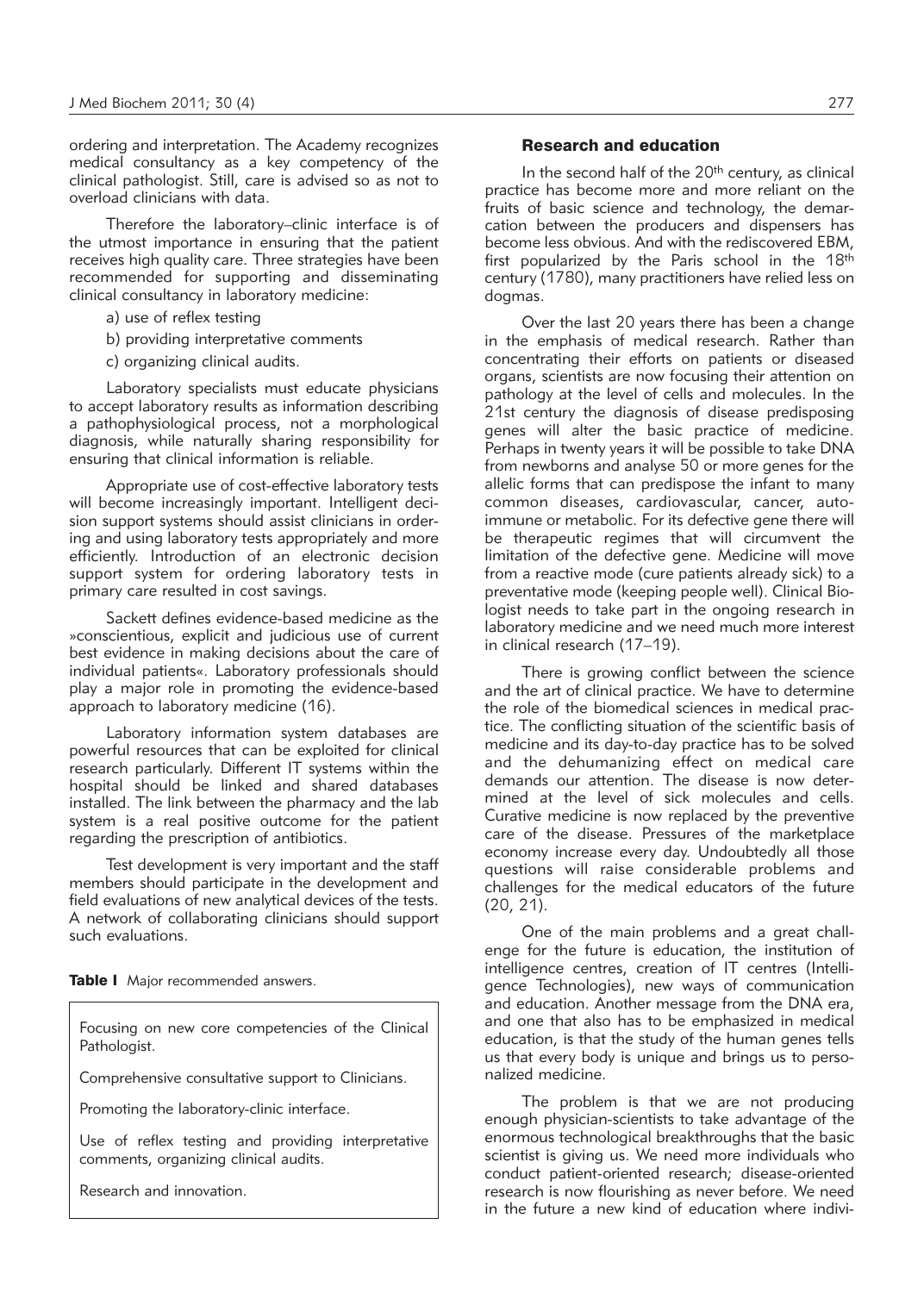ordering and interpretation. The Academy recognizes medical consultancy as a key competency of the clinical pathologist. Still, care is advised so as not to overload clinicians with data.

Therefore the laboratory–clinic interface is of the utmost importance in ensuring that the patient receives high quality care. Three strategies have been recommended for supporting and disseminating clinical consultancy in laboratory medicine:

a) use of reflex testing

b) providing interpretative comments

c) organizing clinical audits.

Laboratory specialists must educate physicians to accept laboratory results as information describing a pathophysiological process, not a morphological diagnosis, while naturally sharing responsibility for ensuring that clinical information is reliable.

Appropriate use of cost-effective laboratory tests will become increasingly important. Intelligent decision support systems should assist clinicians in ordering and using laboratory tests appropriately and more efficiently. Introduction of an electronic decision support system for ordering laboratory tests in primary care resulted in cost savings.

Sackett defines evidence-based medicine as the »conscientious, explicit and judicious use of current best evidence in making decisions about the care of individual patients«. Laboratory professionals should play a major role in promoting the evidence-based approach to laboratory medicine (16).

Laboratory information system databases are powerful resources that can be exploited for clinical research particularly. Different IT systems within the hospital should be linked and shared databases installed. The link between the pharmacy and the lab system is a real positive outcome for the patient regarding the prescription of antibiotics.

Test development is very important and the staff members should participate in the development and field evaluations of new analytical devices of the tests. A network of collaborating clinicians should support such evaluations.

**Table I** Major recommended answers.

| |
|---|
| Focusing on new core competencies of the Clinical Pathologist. |
| Comprehensive consultative support to Clinicians. |
| Promoting the laboratory-clinic interface. |
| Use of reflex testing and providing interpretative comments, organizing clinical audits. |
| Research and innovation. |

## Research and education

In the second half of the 20th century, as clinical practice has become more and more reliant on the fruits of basic science and technology, the demarcation between the producers and dispensers has become less obvious. And with the rediscovered EBM, first popularized by the Paris school in the 18th century (1780), many practitioners have relied less on dogmas.

Over the last 20 years there has been a change in the emphasis of medical research. Rather than concentrating their efforts on patients or diseased organs, scientists are now focusing their attention on pathology at the level of cells and molecules. In the 21st century the diagnosis of disease predisposing genes will alter the basic practice of medicine. Perhaps in twenty years it will be possible to take DNA from newborns and analyse 50 or more genes for the allelic forms that can predispose the infant to many common diseases, cardiovascular, cancer, autoimmune or metabolic. For its defective gene there will be therapeutic regimes that will circumvent the limitation of the defective gene. Medicine will move from a reactive mode (cure patients already sick) to a preventative mode (keeping people well). Clinical Biologist needs to take part in the ongoing research in laboratory medicine and we need much more interest in clinical research (17–19).

There is growing conflict between the science and the art of clinical practice. We have to determine the role of the biomedical sciences in medical practice. The conflicting situation of the scientific basis of medicine and its day-to-day practice has to be solved and the dehumanizing effect on medical care demands our attention. The disease is now determined at the level of sick molecules and cells. Curative medicine is now replaced by the preventive care of the disease. Pressures of the marketplace economy increase every day. Undoubtedly all those questions will raise considerable problems and challenges for the medical educators of the future (20, 21).

One of the main problems and a great challenge for the future is education, the institution of intelligence centres, creation of IT centres (Intelligence Technologies), new ways of communication and education. Another message from the DNA era, and one that also has to be emphasized in medical education, is that the study of the human genes tells us that every body is unique and brings us to personalized medicine.

The problem is that we are not producing enough physician-scientists to take advantage of the enormous technological breakthroughs that the basic scientist is giving us. We need more individuals who conduct patient-oriented research; disease-oriented research is now flourishing as never before. We need in the future a new kind of education where indivi-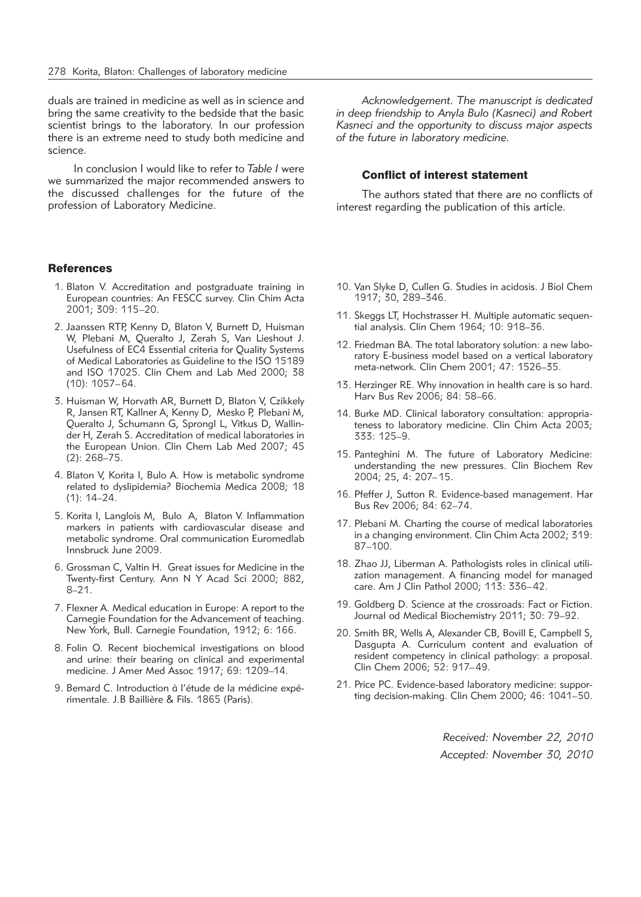duals are trained in medicine as well as in science and bring the same creativity to the bedside that the basic scientist brings to the laboratory. In our profession there is an extreme need to study both medicine and science.

In conclusion I would like to refer to *Table I* were we summarized the major recommended answers to the discussed challenges for the future of the profession of Laboratory Medicine.

*Acknowledgement. The manuscript is dedicated in deep friendship to Anyla Bulo (Kasneci) and Robert Kasneci and the opportunity to discuss major aspects of the future in laboratory medicine.*

### Conflict of interest statement

The authors stated that there are no conflicts of interest regarding the publication of this article.

### References

1. Blaton V. Accreditation and postgraduate training in European countries: An FESCC survey. Clin Chim Acta 2001; 309: 115–20.
2. Jaanssen RTP, Kenny D, Blaton V, Burnett D, Huisman W, Plebani M, Queralto J, Zerah S, Van Lieshout J. Usefulness of EC4 Essential criteria for Quality Systems of Medical Laboratories as Guideline to the ISO 15189 and ISO 17025. Clin Chem and Lab Med 2000; 38 (10): 1057–64.
3. Huisman W, Horvath AR, Burnett D, Blaton V, Czikkely R, Jansen RT, Kallner A, Kenny D, Mesko P, Plebani M, Queralto J, Schumann G, Sprongl L, Vitkus D, Wallinder H, Zerah S. Accreditation of medical laboratories in the European Union. Clin Chem Lab Med 2007; 45 (2): 268–75.
4. Blaton V, Korita I, Bulo A. How is metabolic syndrome related to dyslipidemia? Biochemia Medica 2008; 18 (1): 14–24.
5. Korita I, Langlois M, Bulo A, Blaton V. Inflammation markers in patients with cardiovascular disease and metabolic syndrome. Oral communication Euromedlab Innsbruck June 2009.
6. Grossman C, Valtin H. Great issues for Medicine in the Twenty-first Century. Ann N Y Acad Sci 2000; 882, 8–21.
7. Flexner A. Medical education in Europe: A report to the Carnegie Foundation for the Advancement of teaching. New York, Bull. Carnegie Foundation, 1912; 6: 166.
8. Folin O. Recent biochemical investigations on blood and urine: their bearing on clinical and experimental medicine. J Amer Med Assoc 1917; 69: 1209–14.
9. Bemard C. Introduction à l'étude de la médicine expérimentale. J.B Baillière & Fils. 1865 (Paris).
10. Van Slyke D, Cullen G. Studies in acidosis. J Biol Chem 1917; 30, 289–346.
11. Skeggs LT, Hochstrasser H. Multiple automatic sequential analysis. Clin Chem 1964; 10: 918–36.
12. Friedman BA. The total laboratory solution: a new laboratory E-business model based on a vertical laboratory meta-network. Clin Chem 2001; 47: 1526–35.
13. Herzinger RE. Why innovation in health care is so hard. Harv Bus Rev 2006; 84: 58–66.
14. Burke MD. Clinical laboratory consultation: appropriateness to laboratory medicine. Clin Chim Acta 2003; 333: 125–9.
15. Panteghini M. The future of Laboratory Medicine: understanding the new pressures. Clin Biochem Rev 2004; 25, 4: 207–15.
16. Pfeffer J, Sutton R. Evidence-based management. Har Bus Rev 2006; 84: 62–74.
17. Plebani M. Charting the course of medical laboratories in a changing environment. Clin Chim Acta 2002; 319: 87–100.
18. Zhao JJ, Liberman A. Pathologists roles in clinical utilization management. A financing model for managed care. Am J Clin Pathol 2000; 113: 336–42.
19. Goldberg D. Science at the crossroads: Fact or Fiction. Journal od Medical Biochemistry 2011; 30: 79–92.
20. Smith BR, Wells A, Alexander CB, Bovill E, Campbell S, Dasgupta A. Curriculum content and evaluation of resident competency in clinical pathology: a proposal. Clin Chem 2006; 52: 917–49.
21. Price PC. Evidence-based laboratory medicine: supporting decision-making. Clin Chem 2000; 46: 1041–50.

*Received: November 22, 2010*
*Accepted: November 30, 2010*